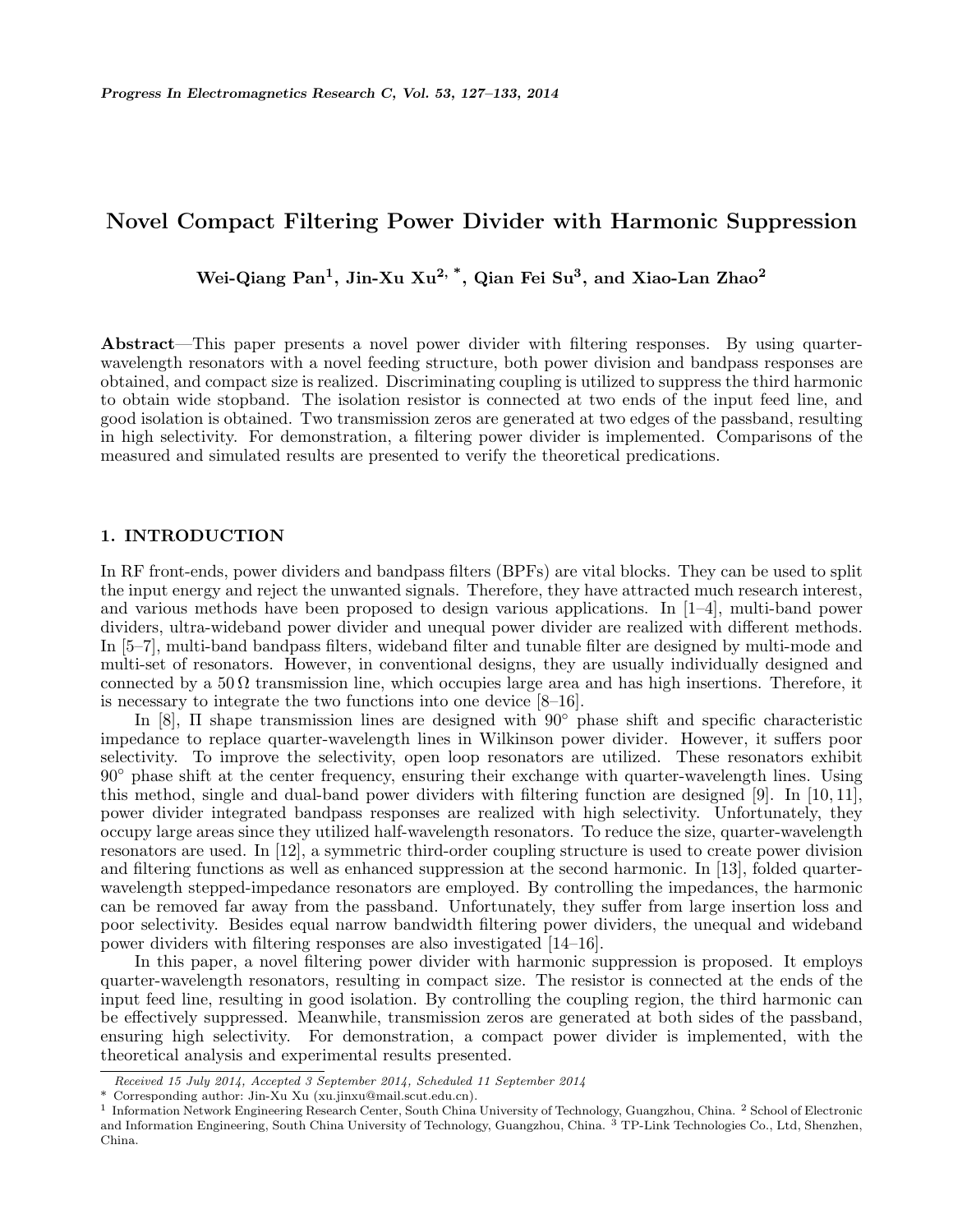// Novel Compact Filtering Power Divider with Harmonic Suppression

**Wei-Qiang Pan[1], Jin-Xu Xu[2, *], Qian Fei Su[3], and Xiao-Lan Zhao[2]**

**Abstract**—This paper presents a novel power divider with filtering responses. By using quarter-wavelength resonators with a novel feeding structure, both power division and bandpass responses are obtained, and compact size is realized. Discriminating coupling is utilized to suppress the third harmonic to obtain wide stopband. The isolation resistor is connected at two ends of the input feed line, and good isolation is obtained. Two transmission zeros are generated at two edges of the passband, resulting in high selectivity. For demonstration, a filtering power divider is implemented. Comparisons of the measured and simulated results are presented to verify the theoretical predications.

## 1. INTRODUCTION

In RF front-ends, power dividers and bandpass filters (BPFs) are vital blocks. They can be used to split the input energy and reject the unwanted signals. Therefore, they have attracted much research interest, and various methods have been proposed to design various applications. In [1–4], multi-band power dividers, ultra-wideband power divider and unequal power divider are realized with different methods. In [5–7], multi-band bandpass filters, wideband filter and tunable filter are designed by multi-mode and multi-set of resonators. However, in conventional designs, they are usually individually designed and connected by a $50\,\Omega$ transmission line, which occupies large area and has high insertions. Therefore, it is necessary to integrate the two functions into one device [8–16].

In [8], $\Pi$ shape transmission lines are designed with $90^\circ$ phase shift and specific characteristic impedance to replace quarter-wavelength lines in Wilkinson power divider. However, it suffers poor selectivity. To improve the selectivity, open loop resonators are utilized. These resonators exhibit $90^\circ$ phase shift at the center frequency, ensuring their exchange with quarter-wavelength lines. Using this method, single and dual-band power dividers with filtering function are designed [9]. In [10, 11], power divider integrated bandpass responses are realized with high selectivity. Unfortunately, they occupy large areas since they utilized half-wavelength resonators. To reduce the size, quarter-wavelength resonators are used. In [12], a symmetric third-order coupling structure is used to create power division and filtering functions as well as enhanced suppression at the second harmonic. In [13], folded quarter-wavelength stepped-impedance resonators are employed. By controlling the impedances, the harmonic can be removed far away from the passband. Unfortunately, they suffer from large insertion loss and poor selectivity. Besides equal narrow bandwidth filtering power dividers, the unequal and wideband power dividers with filtering responses are also investigated [14–16].

In this paper, a novel filtering power divider with harmonic suppression is proposed. It employs quarter-wavelength resonators, resulting in compact size. The resistor is connected at the ends of the input feed line, resulting in good isolation. By controlling the coupling region, the third harmonic can be effectively suppressed. Meanwhile, transmission zeros are generated at both sides of the passband, ensuring high selectivity. For demonstration, a compact power divider is implemented, with the theoretical analysis and experimental results presented.

*Received 15 July 2014, Accepted 3 September 2014, Scheduled 11 September 2014*

\* Corresponding author: Jin-Xu Xu (xu.jinxu@mail.scut.edu.cn).

[1] Information Network Engineering Research Center, South China University of Technology, Guangzhou, China. [2] School of Electronic and Information Engineering, South China University of Technology, Guangzhou, China. [3] TP-Link Technologies Co., Ltd, Shenzhen, China.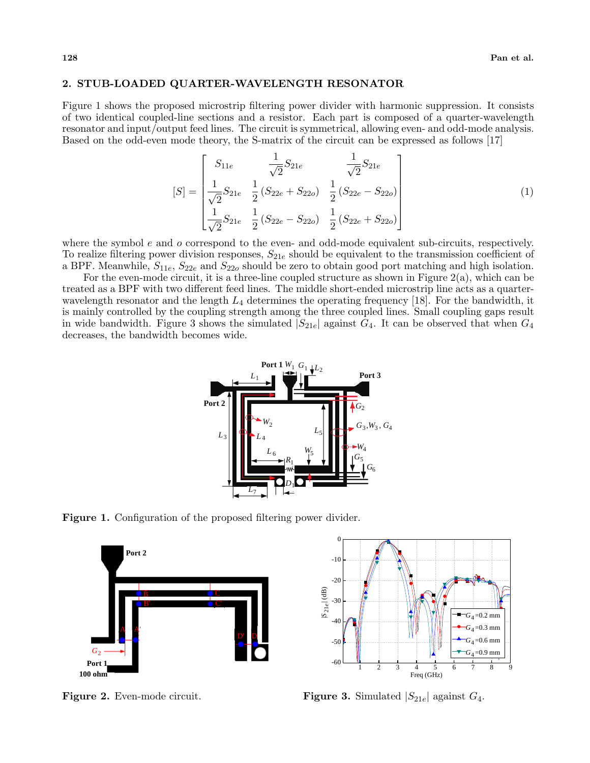## 2. STUB-LOADED QUARTER-WAVELENGTH RESONATOR

Figure 1 shows the proposed microstrip filtering power divider with harmonic suppression. It consists of two identical coupled-line sections and a resistor. Each part is composed of a quarter-wavelength resonator and input/output feed lines. The circuit is symmetrical, allowing even- and odd-mode analysis. Based on the odd-even mode theory, the S-matrix of the circuit can be expressed as follows [17]

$$[S] = \begin{bmatrix} S_{11e} & \frac{1}{\sqrt{2}}S_{21e} & \frac{1}{\sqrt{2}}S_{21e} \\ \frac{1}{\sqrt{2}}S_{21e} & \frac{1}{2}(S_{22e} + S_{22o}) & \frac{1}{2}(S_{22e} - S_{22o}) \\ \frac{1}{\sqrt{2}}S_{21e} & \frac{1}{2}(S_{22e} - S_{22o}) & \frac{1}{2}(S_{22e} + S_{22o}) \end{bmatrix} \tag{1}$$

where the symbol $e$ and $o$ correspond to the even- and odd-mode equivalent sub-circuits, respectively. To realize filtering power division responses, $S_{21e}$ should be equivalent to the transmission coefficient of a BPF. Meanwhile, $S_{11e}$, $S_{22e}$ and $S_{22o}$ should be zero to obtain good port matching and high isolation.

For the even-mode circuit, it is a three-line coupled structure as shown in Figure 2(a), which can be treated as a BPF with two different feed lines. The middle short-ended microstrip line acts as a quarter-wavelength resonator and the length $L_4$ determines the operating frequency [18]. For the bandwidth, it is mainly controlled by the coupling strength among the three coupled lines. Small coupling gaps result in wide bandwidth. Figure 3 shows the simulated $|S_{21e}|$ against $G_4$. It can be observed that when $G_4$ decreases, the bandwidth becomes wide.

**Figure 1.** Configuration of the proposed filtering power divider.

**Figure 2.** Even-mode circuit.

**Figure 3.** Simulated $|S_{21e}|$ against $G_4$.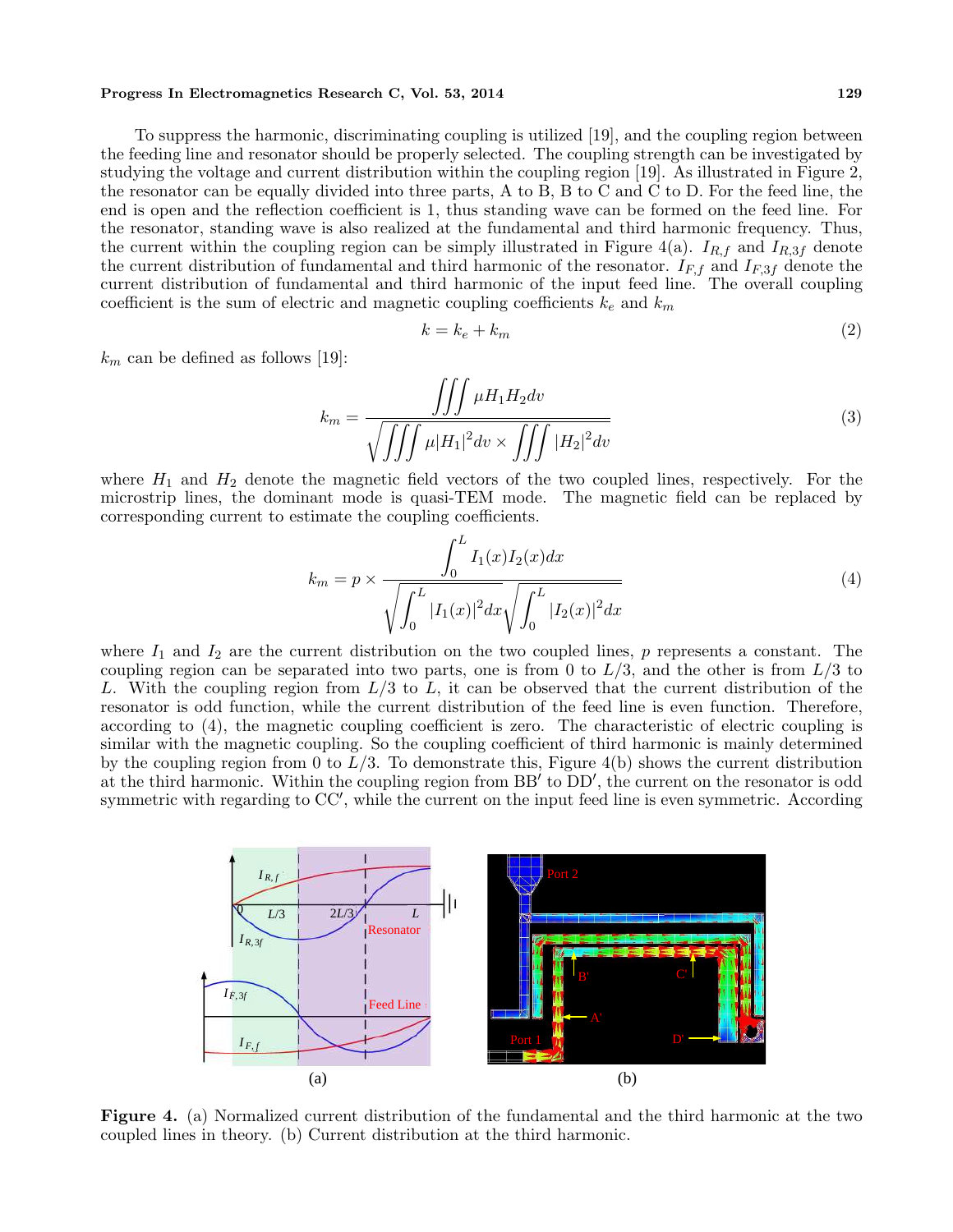To suppress the harmonic, discriminating coupling is utilized [19], and the coupling region between the feeding line and resonator should be properly selected. The coupling strength can be investigated by studying the voltage and current distribution within the coupling region [19]. As illustrated in Figure 2, the resonator can be equally divided into three parts, A to B, B to C and C to D. For the feed line, the end is open and the reflection coefficient is 1, thus standing wave can be formed on the feed line. For the resonator, standing wave is also realized at the fundamental and third harmonic frequency. Thus, the current within the coupling region can be simply illustrated in Figure 4(a). $I_{R,f}$ and $I_{R,3f}$ denote the current distribution of fundamental and third harmonic of the resonator. $I_{F,f}$ and $I_{F,3f}$ denote the current distribution of fundamental and third harmonic of the input feed line. The overall coupling coefficient is the sum of electric and magnetic coupling coefficients $k_e$ and $k_m$

$$k = k_e + k_m \tag{2}$$

$k_m$ can be defined as follows [19]:

$$k_m = \frac{\iiint \mu H_1 H_2 dv}{\sqrt{\iiint \mu |H_1|^2 dv \times \iiint |H_2|^2 dv}} \tag{3}$$

where $H_1$ and $H_2$ denote the magnetic field vectors of the two coupled lines, respectively. For the microstrip lines, the dominant mode is quasi-TEM mode. The magnetic field can be replaced by corresponding current to estimate the coupling coefficients.

$$k_m = p \times \frac{\int_0^L I_1(x) I_2(x) dx}{\sqrt{\int_0^L |I_1(x)|^2 dx} \sqrt{\int_0^L |I_2(x)|^2 dx}} \tag{4}$$

where $I_1$ and $I_2$ are the current distribution on the two coupled lines, $p$ represents a constant. The coupling region can be separated into two parts, one is from 0 to $L/3$, and the other is from $L/3$ to $L$. With the coupling region from $L/3$ to $L$, it can be observed that the current distribution of the resonator is odd function, while the current distribution of the feed line is even function. Therefore, according to (4), the magnetic coupling coefficient is zero. The characteristic of electric coupling is similar with the magnetic coupling. So the coupling coefficient of third harmonic is mainly determined by the coupling region from 0 to $L/3$. To demonstrate this, Figure 4(b) shows the current distribution at the third harmonic. Within the coupling region from BB′ to DD′, the current on the resonator is odd symmetric with regarding to CC′, while the current on the input feed line is even symmetric. According

Figure 4. (a) Normalized current distribution of the fundamental and the third harmonic at the two coupled lines in theory. (b) Current distribution at the third harmonic.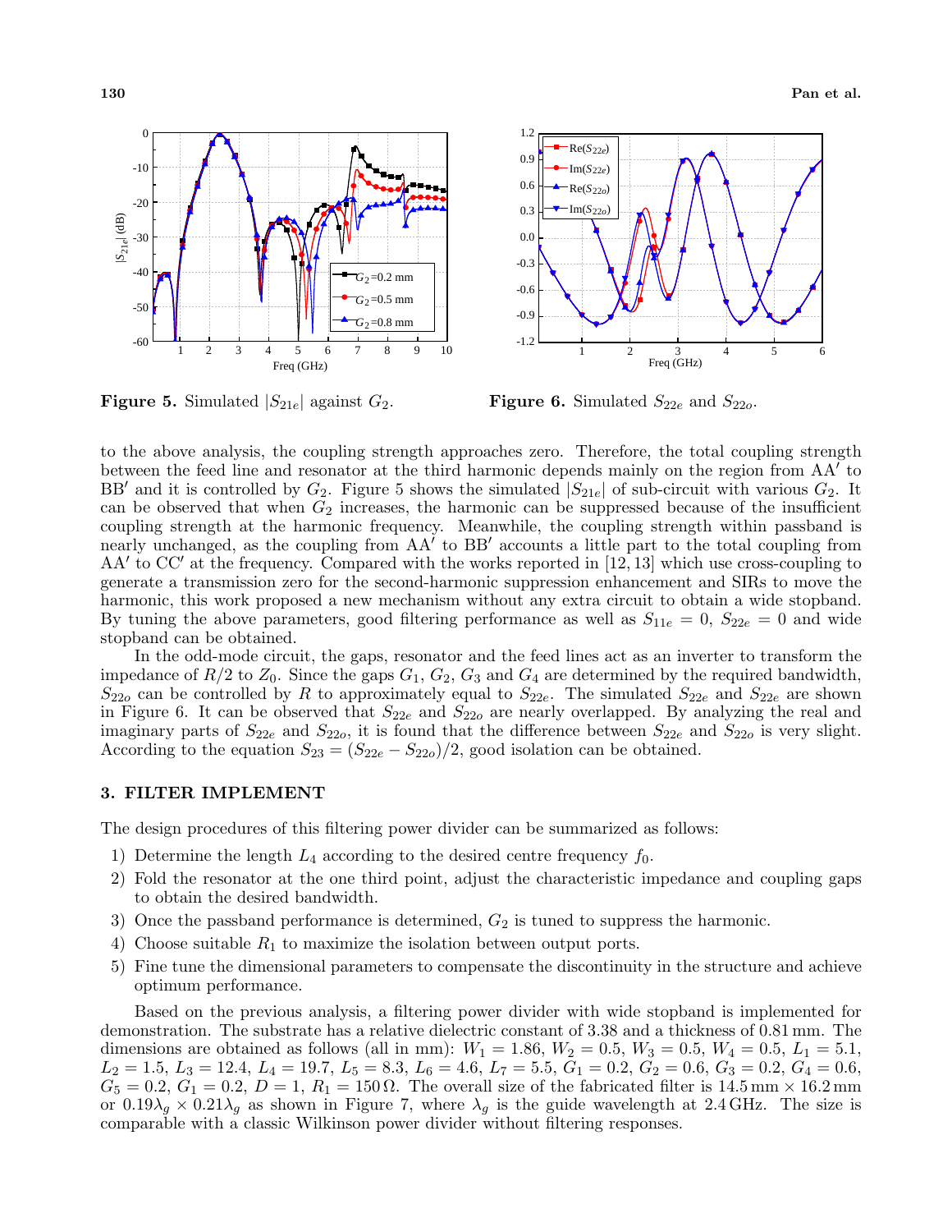**Figure 5.** Simulated $|S_{21e}|$ against $G_2$.

**Figure 6.** Simulated $S_{22e}$ and $S_{22o}$.

to the above analysis, the coupling strength approaches zero. Therefore, the total coupling strength between the feed line and resonator at the third harmonic depends mainly on the region from AA′ to BB′ and it is controlled by $G_2$. Figure 5 shows the simulated $|S_{21e}|$ of sub-circuit with various $G_2$. It can be observed that when $G_2$ increases, the harmonic can be suppressed because of the insufficient coupling strength at the harmonic frequency. Meanwhile, the coupling strength within passband is nearly unchanged, as the coupling from AA′ to BB′ accounts a little part to the total coupling from AA′ to CC′ at the frequency. Compared with the works reported in [12, 13] which use cross-coupling to generate a transmission zero for the second-harmonic suppression enhancement and SIRs to move the harmonic, this work proposed a new mechanism without any extra circuit to obtain a wide stopband. By tuning the above parameters, good filtering performance as well as $S_{11e} = 0$, $S_{22e} = 0$ and wide stopband can be obtained.

In the odd-mode circuit, the gaps, resonator and the feed lines act as an inverter to transform the impedance of $R/2$ to $Z_0$. Since the gaps $G_1$, $G_2$, $G_3$ and $G_4$ are determined by the required bandwidth, $S_{22o}$ can be controlled by $R$ to approximately equal to $S_{22e}$. The simulated $S_{22e}$ and $S_{22e}$ are shown in Figure 6. It can be observed that $S_{22e}$ and $S_{22o}$ are nearly overlapped. By analyzing the real and imaginary parts of $S_{22e}$ and $S_{22o}$, it is found that the difference between $S_{22e}$ and $S_{22o}$ is very slight. According to the equation $S_{23} = (S_{22e} - S_{22o})/2$, good isolation can be obtained.

## 3. FILTER IMPLEMENT

The design procedures of this filtering power divider can be summarized as follows:

1) Determine the length $L_4$ according to the desired centre frequency $f_0$.
2) Fold the resonator at the one third point, adjust the characteristic impedance and coupling gaps to obtain the desired bandwidth.
3) Once the passband performance is determined, $G_2$ is tuned to suppress the harmonic.
4) Choose suitable $R_1$ to maximize the isolation between output ports.
5) Fine tune the dimensional parameters to compensate the discontinuity in the structure and achieve optimum performance.

Based on the previous analysis, a filtering power divider with wide stopband is implemented for demonstration. The substrate has a relative dielectric constant of 3.38 and a thickness of 0.81 mm. The dimensions are obtained as follows (all in mm): $W_1 = 1.86$, $W_2 = 0.5$, $W_3 = 0.5$, $W_4 = 0.5$, $L_1 = 5.1$, $L_2 = 1.5$, $L_3 = 12.4$, $L_4 = 19.7$, $L_5 = 8.3$, $L_6 = 4.6$, $L_7 = 5.5$, $G_1 = 0.2$, $G_2 = 0.6$, $G_3 = 0.2$, $G_4 = 0.6$, $G_5 = 0.2$, $G_1 = 0.2$, $D = 1$, $R_1 = 150\,\Omega$. The overall size of the fabricated filter is $14.5\,\text{mm} \times 16.2\,\text{mm}$ or $0.19\lambda_g \times 0.21\lambda_g$ as shown in Figure 7, where $\lambda_g$ is the guide wavelength at 2.4 GHz. The size is comparable with a classic Wilkinson power divider without filtering responses.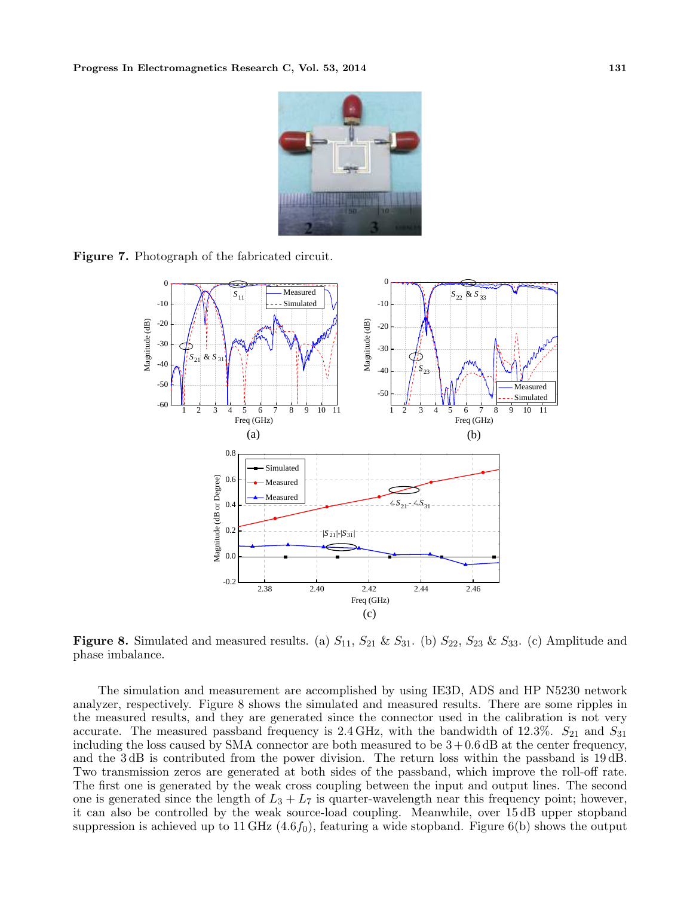**Figure 7.** Photograph of the fabricated circuit.

**Figure 8.** Simulated and measured results. (a) $S_{11}$, $S_{21}$ & $S_{31}$. (b) $S_{22}$, $S_{23}$ & $S_{33}$. (c) Amplitude and phase imbalance.

The simulation and measurement are accomplished by using IE3D, ADS and HP N5230 network analyzer, respectively. Figure 8 shows the simulated and measured results. There are some ripples in the measured results, and they are generated since the connector used in the calibration is not very accurate. The measured passband frequency is 2.4 GHz, with the bandwidth of 12.3%. $S_{21}$ and $S_{31}$ including the loss caused by SMA connector are both measured to be $3 + 0.6$ dB at the center frequency, and the 3 dB is contributed from the power division. The return loss within the passband is 19 dB. Two transmission zeros are generated at both sides of the passband, which improve the roll-off rate. The first one is generated by the weak cross coupling between the input and output lines. The second one is generated since the length of $L_3 + L_7$ is quarter-wavelength near this frequency point; however, it can also be controlled by the weak source-load coupling. Meanwhile, over 15 dB upper stopband suppression is achieved up to 11 GHz ($4.6f_0$), featuring a wide stopband. Figure 6(b) shows the output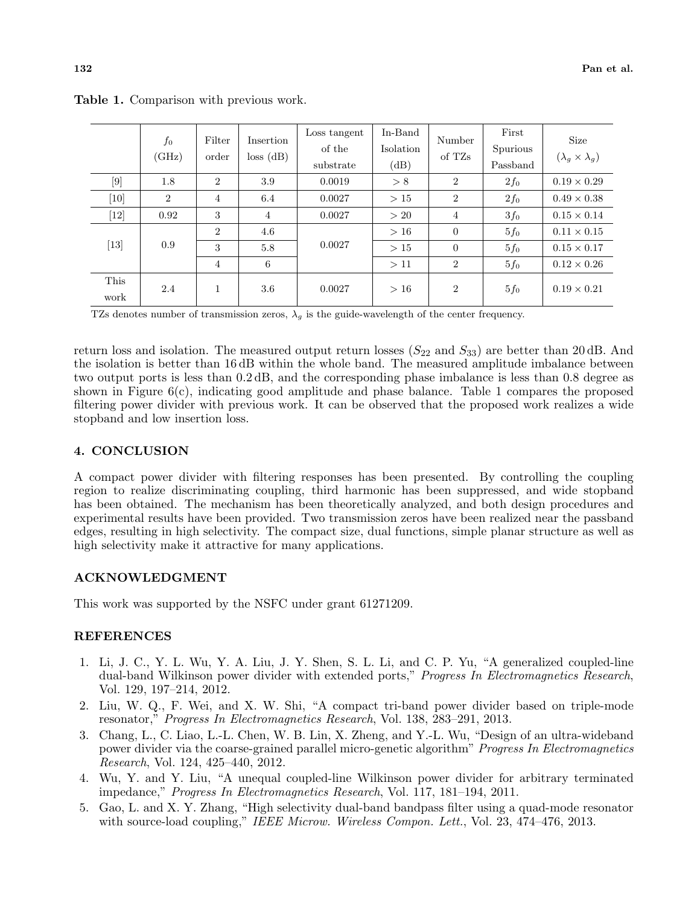**Table 1.** Comparison with previous work.

| | $f_0$ (GHz) | Filter order | Insertion loss (dB) | Loss tangent of the substrate | In-Band Isolation (dB) | Number of TZs | First Spurious Passband | Size ($\lambda_g \times \lambda_g$) |
|---|---|---|---|---|---|---|---|---|
| [9] | 1.8 | 2 | 3.9 | 0.0019 | $> 8$ | 2 | $2f_0$ | $0.19 \times 0.29$ |
| [10] | 2 | 4 | 6.4 | 0.0027 | $> 15$ | 2 | $2f_0$ | $0.49 \times 0.38$ |
| [12] | 0.92 | 3 | 4 | 0.0027 | $> 20$ | 4 | $3f_0$ | $0.15 \times 0.14$ |
| [13] | 0.9 | 2 | 4.6 | 0.0027 | $> 16$ | 0 | $5f_0$ | $0.11 \times 0.15$ |
| | | 3 | 5.8 | | $> 15$ | 0 | $5f_0$ | $0.15 \times 0.17$ |
| | | 4 | 6 | | $> 11$ | 2 | $5f_0$ | $0.12 \times 0.26$ |
| This work | 2.4 | 1 | 3.6 | 0.0027 | $> 16$ | 2 | $5f_0$ | $0.19 \times 0.21$ |

TZs denotes number of transmission zeros, $\lambda_g$ is the guide-wavelength of the center frequency.

return loss and isolation. The measured output return losses ($S_{22}$ and $S_{33}$) are better than 20 dB. And the isolation is better than 16 dB within the whole band. The measured amplitude imbalance between two output ports is less than 0.2 dB, and the corresponding phase imbalance is less than 0.8 degree as shown in Figure 6(c), indicating good amplitude and phase balance. Table 1 compares the proposed filtering power divider with previous work. It can be observed that the proposed work realizes a wide stopband and low insertion loss.

## 4. CONCLUSION

A compact power divider with filtering responses has been presented. By controlling the coupling region to realize discriminating coupling, third harmonic has been suppressed, and wide stopband has been obtained. The mechanism has been theoretically analyzed, and both design procedures and experimental results have been provided. Two transmission zeros have been realized near the passband edges, resulting in high selectivity. The compact size, dual functions, simple planar structure as well as high selectivity make it attractive for many applications.

## ACKNOWLEDGMENT

This work was supported by the NSFC under grant 61271209.

## REFERENCES

1. Li, J. C., Y. L. Wu, Y. A. Liu, J. Y. Shen, S. L. Li, and C. P. Yu, "A generalized coupled-line dual-band Wilkinson power divider with extended ports," *Progress In Electromagnetics Research*, Vol. 129, 197–214, 2012.
2. Liu, W. Q., F. Wei, and X. W. Shi, "A compact tri-band power divider based on triple-mode resonator," *Progress In Electromagnetics Research*, Vol. 138, 283–291, 2013.
3. Chang, L., C. Liao, L.-L. Chen, W. B. Lin, X. Zheng, and Y.-L. Wu, "Design of an ultra-wideband power divider via the coarse-grained parallel micro-genetic algorithm" *Progress In Electromagnetics Research*, Vol. 124, 425–440, 2012.
4. Wu, Y. and Y. Liu, "A unequal coupled-line Wilkinson power divider for arbitrary terminated impedance," *Progress In Electromagnetics Research*, Vol. 117, 181–194, 2011.
5. Gao, L. and X. Y. Zhang, "High selectivity dual-band bandpass filter using a quad-mode resonator with source-load coupling," *IEEE Microw. Wireless Compon. Lett.*, Vol. 23, 474–476, 2013.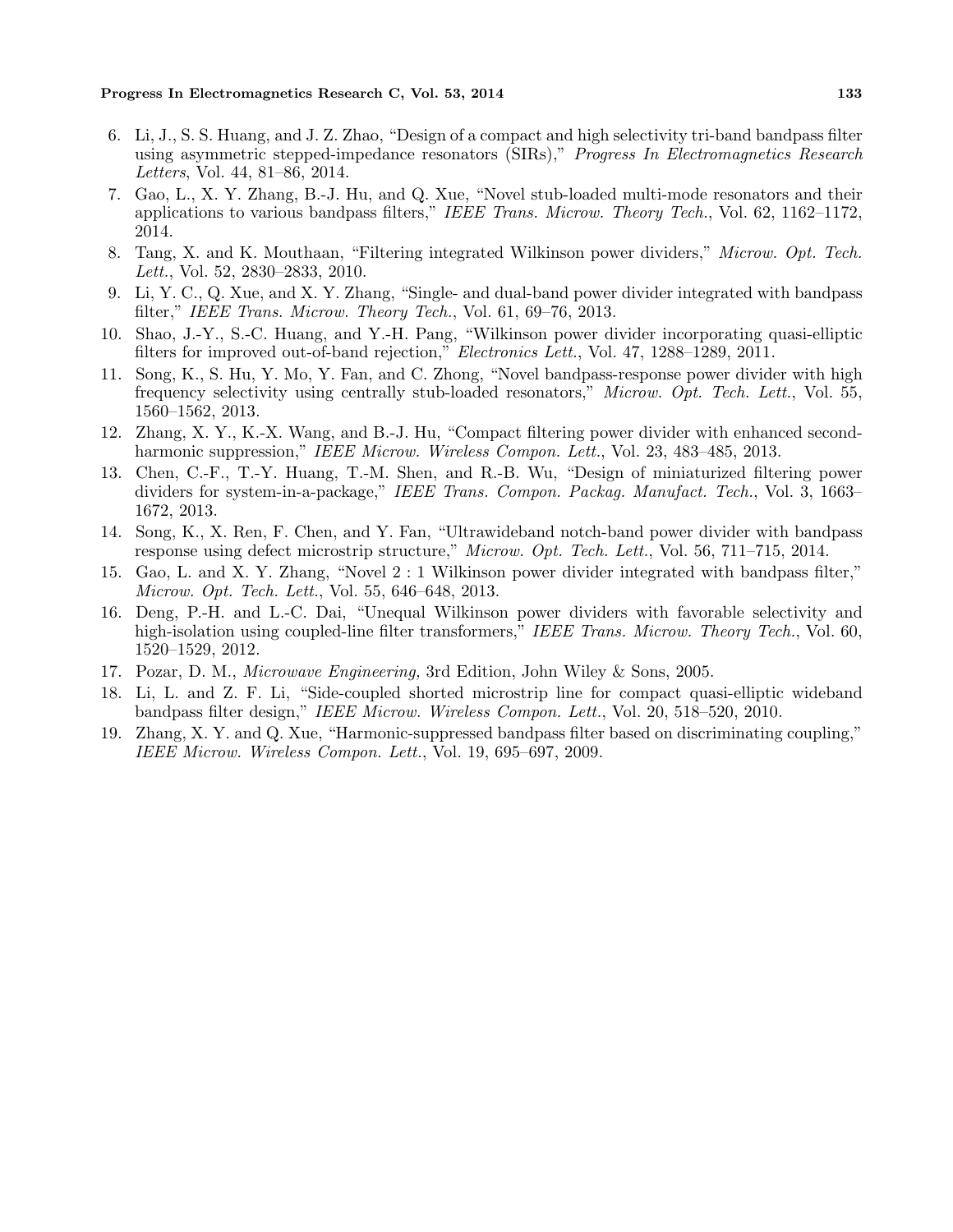6. Li, J., S. S. Huang, and J. Z. Zhao, "Design of a compact and high selectivity tri-band bandpass filter using asymmetric stepped-impedance resonators (SIRs)," *Progress In Electromagnetics Research Letters*, Vol. 44, 81–86, 2014.
7. Gao, L., X. Y. Zhang, B.-J. Hu, and Q. Xue, "Novel stub-loaded multi-mode resonators and their applications to various bandpass filters," *IEEE Trans. Microw. Theory Tech.*, Vol. 62, 1162–1172, 2014.
8. Tang, X. and K. Mouthaan, "Filtering integrated Wilkinson power dividers," *Microw. Opt. Tech. Lett.*, Vol. 52, 2830–2833, 2010.
9. Li, Y. C., Q. Xue, and X. Y. Zhang, "Single- and dual-band power divider integrated with bandpass filter," *IEEE Trans. Microw. Theory Tech.*, Vol. 61, 69–76, 2013.
10. Shao, J.-Y., S.-C. Huang, and Y.-H. Pang, "Wilkinson power divider incorporating quasi-elliptic filters for improved out-of-band rejection," *Electronics Lett.*, Vol. 47, 1288–1289, 2011.
11. Song, K., S. Hu, Y. Mo, Y. Fan, and C. Zhong, "Novel bandpass-response power divider with high frequency selectivity using centrally stub-loaded resonators," *Microw. Opt. Tech. Lett.*, Vol. 55, 1560–1562, 2013.
12. Zhang, X. Y., K.-X. Wang, and B.-J. Hu, "Compact filtering power divider with enhanced second-harmonic suppression," *IEEE Microw. Wireless Compon. Lett.*, Vol. 23, 483–485, 2013.
13. Chen, C.-F., T.-Y. Huang, T.-M. Shen, and R.-B. Wu, "Design of miniaturized filtering power dividers for system-in-a-package," *IEEE Trans. Compon. Packag. Manufact. Tech.*, Vol. 3, 1663–1672, 2013.
14. Song, K., X. Ren, F. Chen, and Y. Fan, "Ultrawideband notch-band power divider with bandpass response using defect microstrip structure," *Microw. Opt. Tech. Lett.*, Vol. 56, 711–715, 2014.
15. Gao, L. and X. Y. Zhang, "Novel 2 : 1 Wilkinson power divider integrated with bandpass filter," *Microw. Opt. Tech. Lett.*, Vol. 55, 646–648, 2013.
16. Deng, P.-H. and L.-C. Dai, "Unequal Wilkinson power dividers with favorable selectivity and high-isolation using coupled-line filter transformers," *IEEE Trans. Microw. Theory Tech.*, Vol. 60, 1520–1529, 2012.
17. Pozar, D. M., *Microwave Engineering,* 3rd Edition, John Wiley & Sons, 2005.
18. Li, L. and Z. F. Li, "Side-coupled shorted microstrip line for compact quasi-elliptic wideband bandpass filter design," *IEEE Microw. Wireless Compon. Lett.*, Vol. 20, 518–520, 2010.
19. Zhang, X. Y. and Q. Xue, "Harmonic-suppressed bandpass filter based on discriminating coupling," *IEEE Microw. Wireless Compon. Lett.*, Vol. 19, 695–697, 2009.